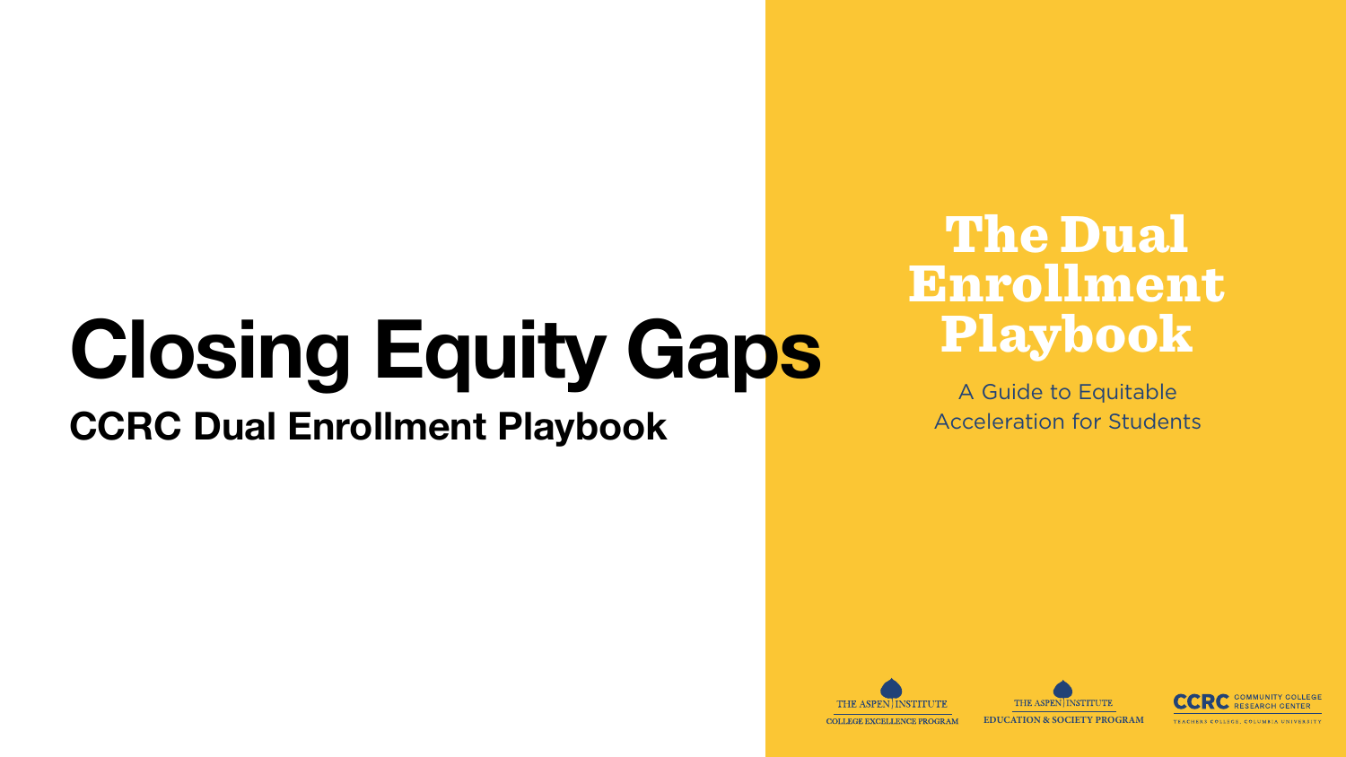# Closing Equity Gaps

## CCRC Dual Enrollment Playbook

# The Dual Enrollment Playbook

A Guide to Equitable Acceleration for Students

THE ASPEN INSTITUTE
COLLEGE EXCELLENCE PROGRAM

THE ASPEN INSTITUTE
EDUCATION & SOCIETY PROGRAM

CCRC COMMUNITY COLLEGE RESEARCH CENTER
TEACHERS COLLEGE, COLUMBIA UNIVERSITY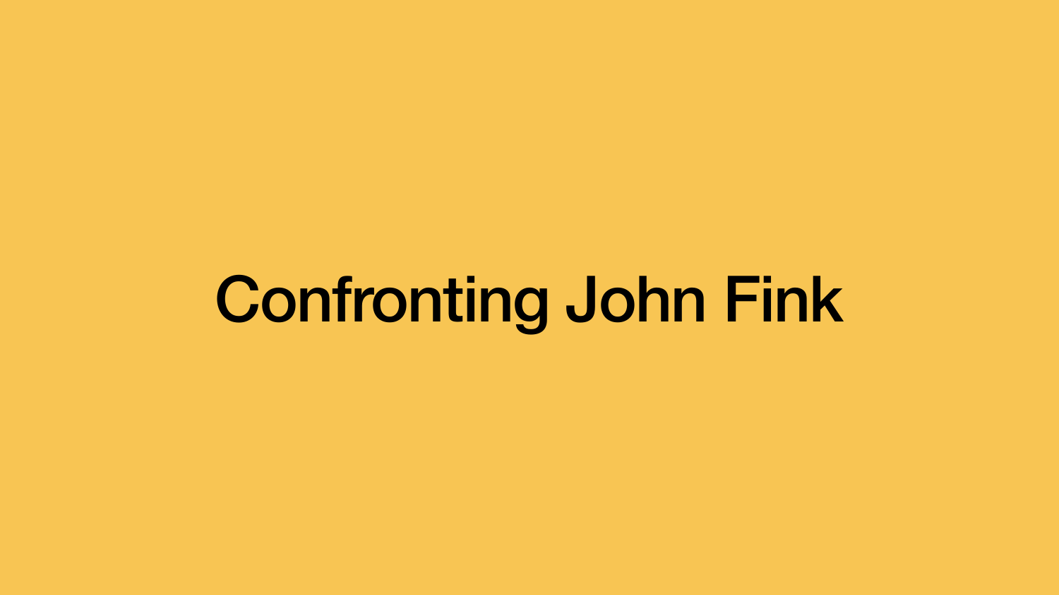# Confronting John Fink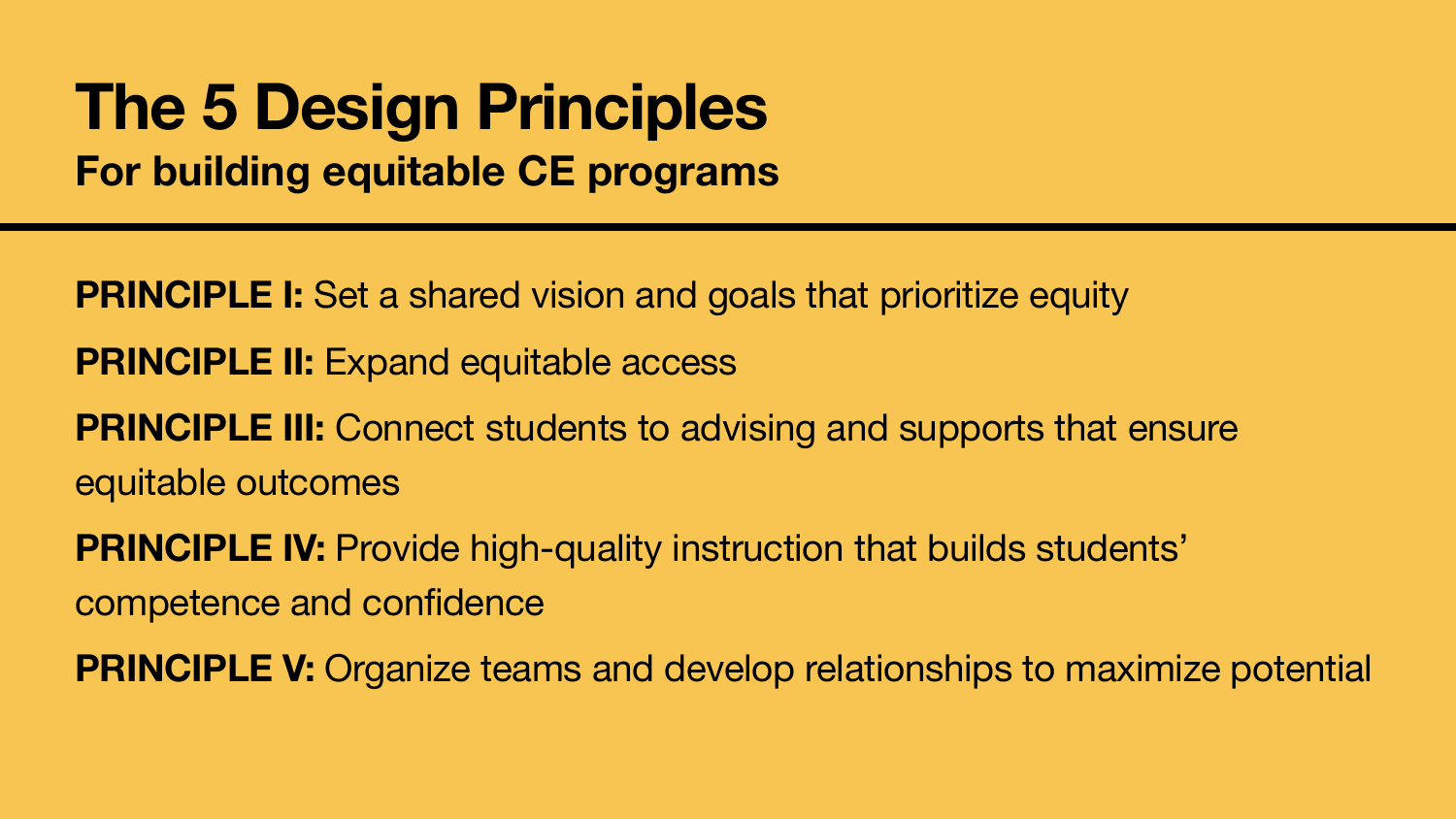# The 5 Design Principles

**For building equitable CE programs**

**PRINCIPLE I:** Set a shared vision and goals that prioritize equity

**PRINCIPLE II:** Expand equitable access

**PRINCIPLE III:** Connect students to advising and supports that ensure equitable outcomes

**PRINCIPLE IV:** Provide high-quality instruction that builds students' competence and confidence

**PRINCIPLE V:** Organize teams and develop relationships to maximize potential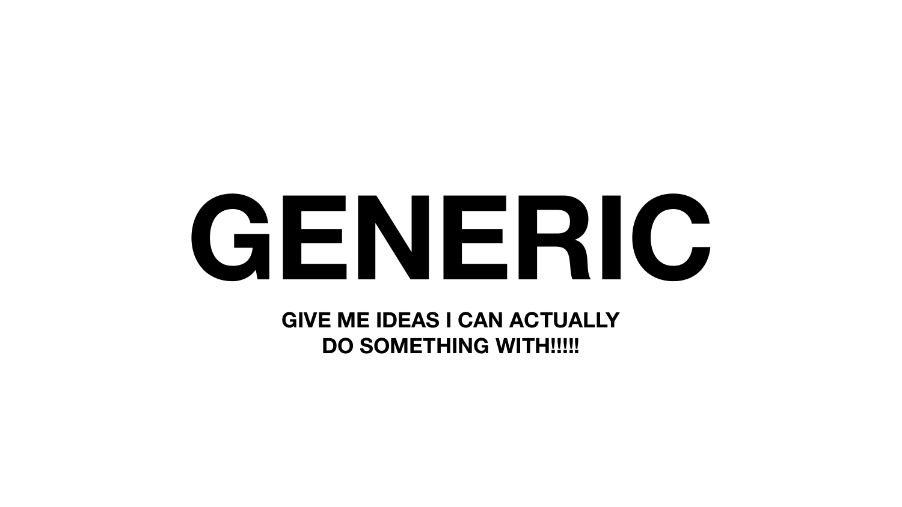# GENERIC

**GIVE ME IDEAS I CAN ACTUALLY DO SOMETHING WITH!!!!!**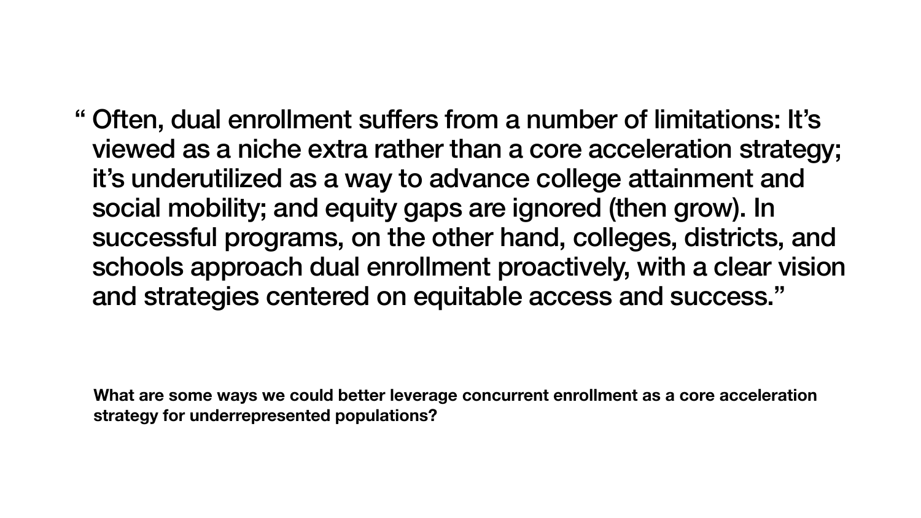> “ Often, dual enrollment suffers from a number of limitations: It’s viewed as a niche extra rather than a core acceleration strategy; it’s underutilized as a way to advance college attainment and social mobility; and equity gaps are ignored (then grow). In successful programs, on the other hand, colleges, districts, and schools approach dual enrollment proactively, with a clear vision and strategies centered on equitable access and success.”

**What are some ways we could better leverage concurrent enrollment as a core acceleration strategy for underrepresented populations?**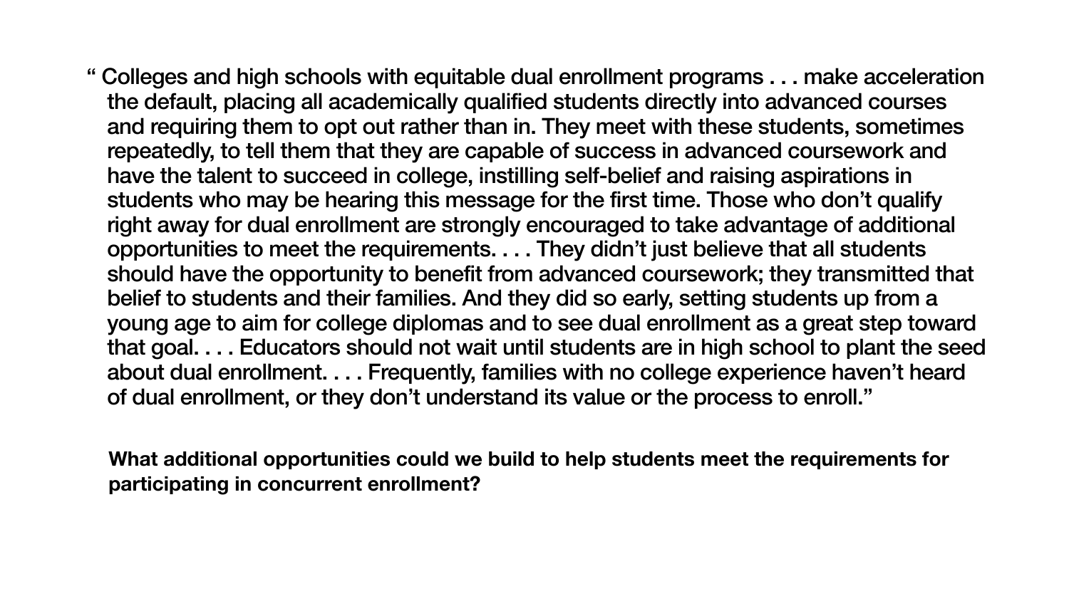"Colleges and high schools with equitable dual enrollment programs . . . make acceleration the default, placing all academically qualified students directly into advanced courses and requiring them to opt out rather than in. They meet with these students, sometimes repeatedly, to tell them that they are capable of success in advanced coursework and have the talent to succeed in college, instilling self-belief and raising aspirations in students who may be hearing this message for the first time. Those who don't qualify right away for dual enrollment are strongly encouraged to take advantage of additional opportunities to meet the requirements. . . . They didn't just believe that all students should have the opportunity to benefit from advanced coursework; they transmitted that belief to students and their families. And they did so early, setting students up from a young age to aim for college diplomas and to see dual enrollment as a great step toward that goal. . . . Educators should not wait until students are in high school to plant the seed about dual enrollment. . . . Frequently, families with no college experience haven't heard of dual enrollment, or they don't understand its value or the process to enroll."

**What additional opportunities could we build to help students meet the requirements for participating in concurrent enrollment?**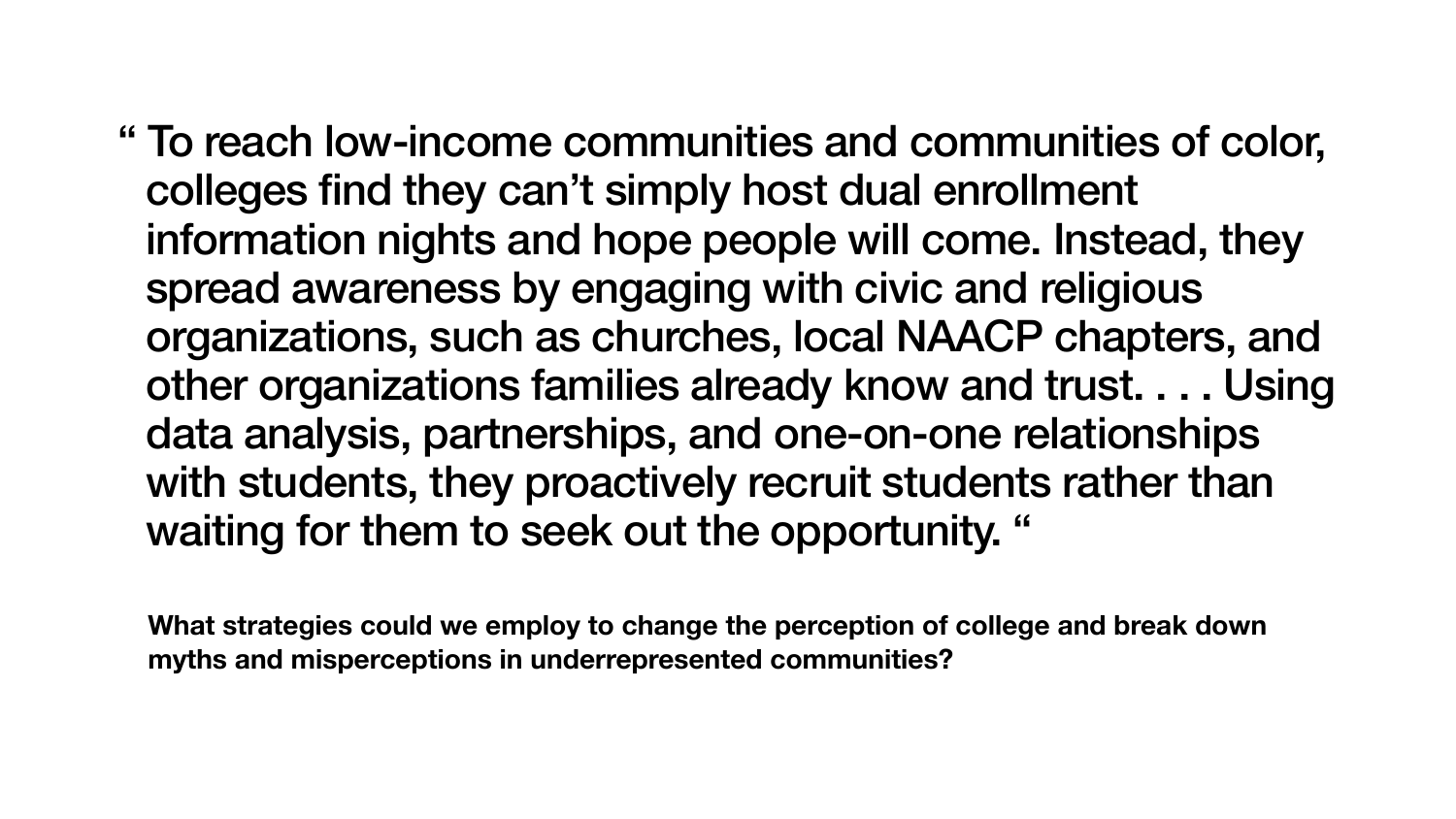" To reach low-income communities and communities of color, colleges find they can't simply host dual enrollment information nights and hope people will come. Instead, they spread awareness by engaging with civic and religious organizations, such as churches, local NAACP chapters, and other organizations families already know and trust. . . . Using data analysis, partnerships, and one-on-one relationships with students, they proactively recruit students rather than waiting for them to seek out the opportunity. "

**What strategies could we employ to change the perception of college and break down myths and misperceptions in underrepresented communities?**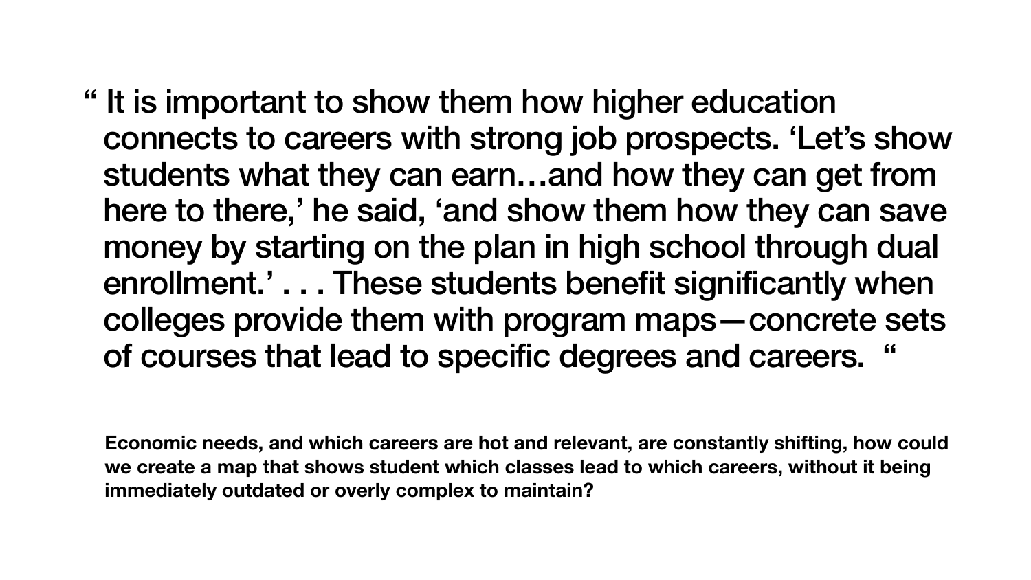" It is important to show them how higher education connects to careers with strong job prospects. 'Let's show students what they can earn…and how they can get from here to there,' he said, 'and show them how they can save money by starting on the plan in high school through dual enrollment.' . . . These students benefit significantly when colleges provide them with program maps—concrete sets of courses that lead to specific degrees and careers. "

**Economic needs, and which careers are hot and relevant, are constantly shifting, how could we create a map that shows student which classes lead to which careers, without it being immediately outdated or overly complex to maintain?**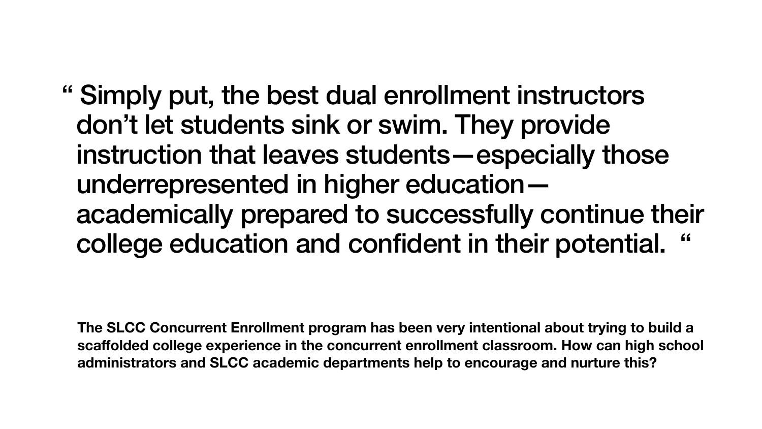“ Simply put, the best dual enrollment instructors don’t let students sink or swim. They provide instruction that leaves students—especially those underrepresented in higher education—academically prepared to successfully continue their college education and confident in their potential. “

**The SLCC Concurrent Enrollment program has been very intentional about trying to build a scaffolded college experience in the concurrent enrollment classroom. How can high school administrators and SLCC academic departments help to encourage and nurture this?**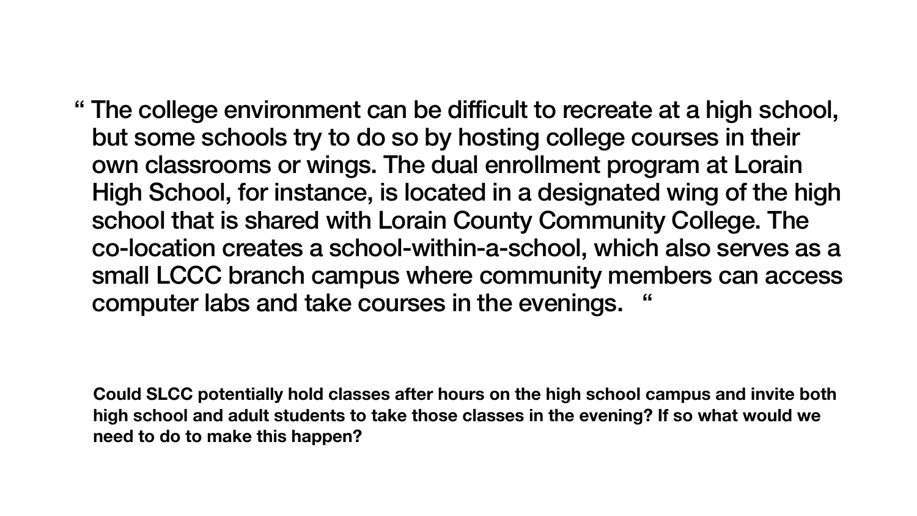“ The college environment can be difficult to recreate at a high school, but some schools try to do so by hosting college courses in their own classrooms or wings. The dual enrollment program at Lorain High School, for instance, is located in a designated wing of the high school that is shared with Lorain County Community College. The co-location creates a school-within-a-school, which also serves as a small LCCC branch campus where community members can access computer labs and take courses in the evenings. “

**Could SLCC potentially hold classes after hours on the high school campus and invite both high school and adult students to take those classes in the evening? If so what would we need to do to make this happen?**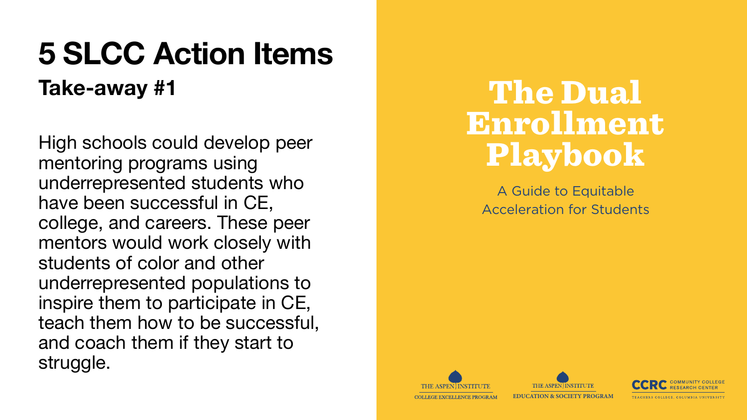# 5 SLCC Action Items

## Take-away #1

High schools could develop peer mentoring programs using underrepresented students who have been successful in CE, college, and careers. These peer mentors would work closely with students of color and other underrepresented populations to inspire them to participate in CE, teach them how to be successful, and coach them if they start to struggle.

# The Dual Enrollment Playbook

A Guide to Equitable Acceleration for Students

THE ASPEN INSTITUTE COLLEGE EXCELLENCE PROGRAM

THE ASPEN INSTITUTE EDUCATION & SOCIETY PROGRAM

CCRC COMMUNITY COLLEGE RESEARCH CENTER TEACHERS COLLEGE, COLUMBIA UNIVERSITY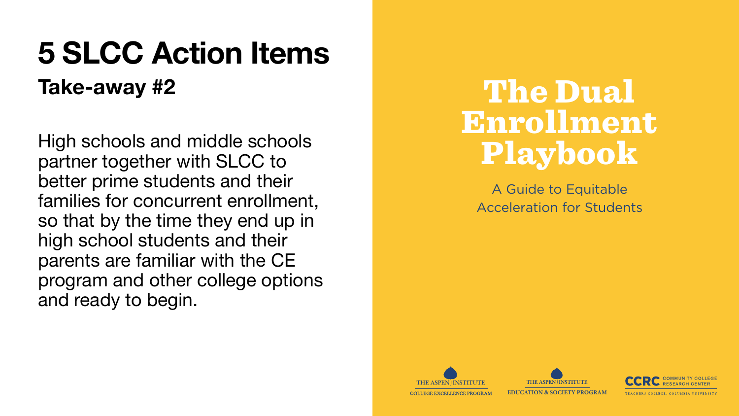# 5 SLCC Action Items

## Take-away #2

High schools and middle schools partner together with SLCC to better prime students and their families for concurrent enrollment, so that by the time they end up in high school students and their parents are familiar with the CE program and other college options and ready to begin.

# The Dual Enrollment Playbook

A Guide to Equitable Acceleration for Students

THE ASPEN INSTITUTE
COLLEGE EXCELLENCE PROGRAM

THE ASPEN INSTITUTE
EDUCATION & SOCIETY PROGRAM

CCRC COMMUNITY COLLEGE RESEARCH CENTER
TEACHERS COLLEGE, COLUMBIA UNIVERSITY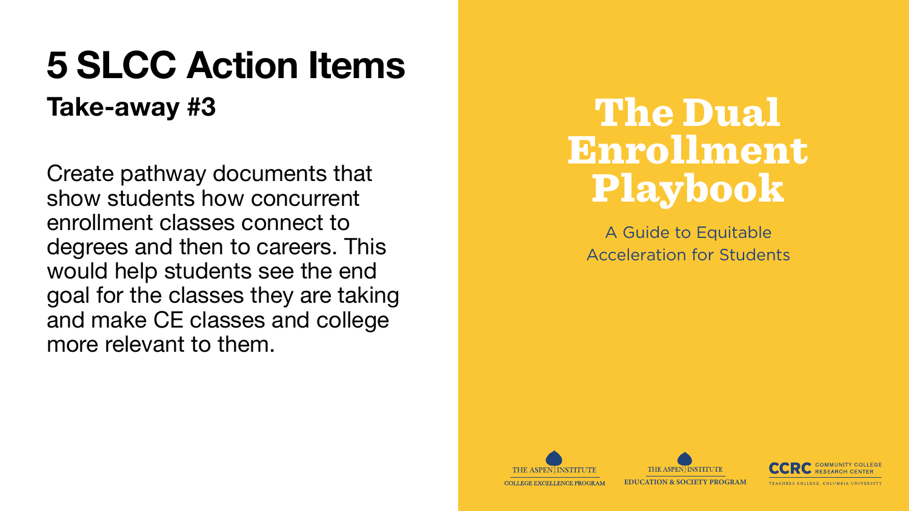# 5 SLCC Action Items

## Take-away #3

Create pathway documents that show students how concurrent enrollment classes connect to degrees and then to careers. This would help students see the end goal for the classes they are taking and make CE classes and college more relevant to them.

# The Dual Enrollment Playbook

A Guide to Equitable Acceleration for Students

THE ASPEN INSTITUTE
COLLEGE EXCELLENCE PROGRAM

THE ASPEN INSTITUTE
EDUCATION & SOCIETY PROGRAM

CCRC COMMUNITY COLLEGE RESEARCH CENTER
TEACHERS COLLEGE, COLUMBIA UNIVERSITY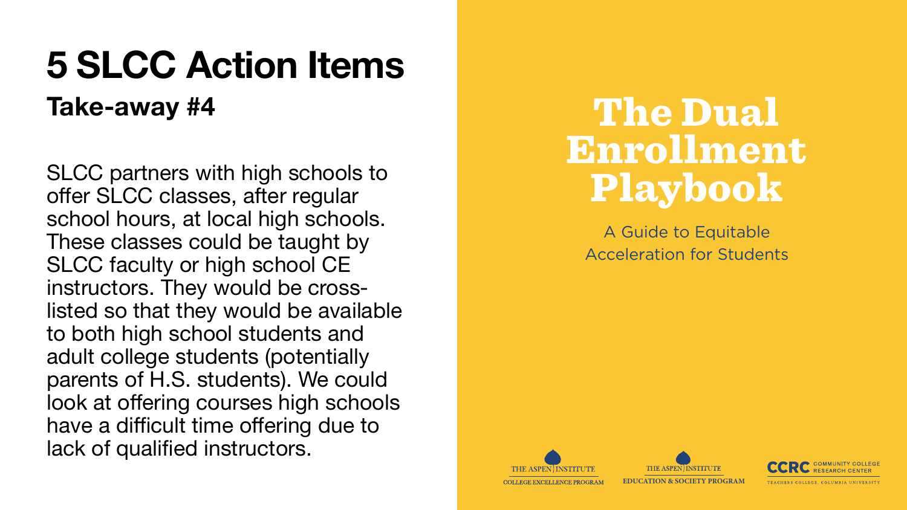# 5 SLCC Action Items

## Take-away #4

SLCC partners with high schools to offer SLCC classes, after regular school hours, at local high schools. These classes could be taught by SLCC faculty or high school CE instructors. They would be cross-listed so that they would be available to both high school students and adult college students (potentially parents of H.S. students). We could look at offering courses high schools have a difficult time offering due to lack of qualified instructors.

# The Dual Enrollment Playbook

A Guide to Equitable Acceleration for Students

THE ASPEN INSTITUTE COLLEGE EXCELLENCE PROGRAM

THE ASPEN INSTITUTE EDUCATION & SOCIETY PROGRAM

CCRC COMMUNITY COLLEGE RESEARCH CENTER TEACHERS COLLEGE, COLUMBIA UNIVERSITY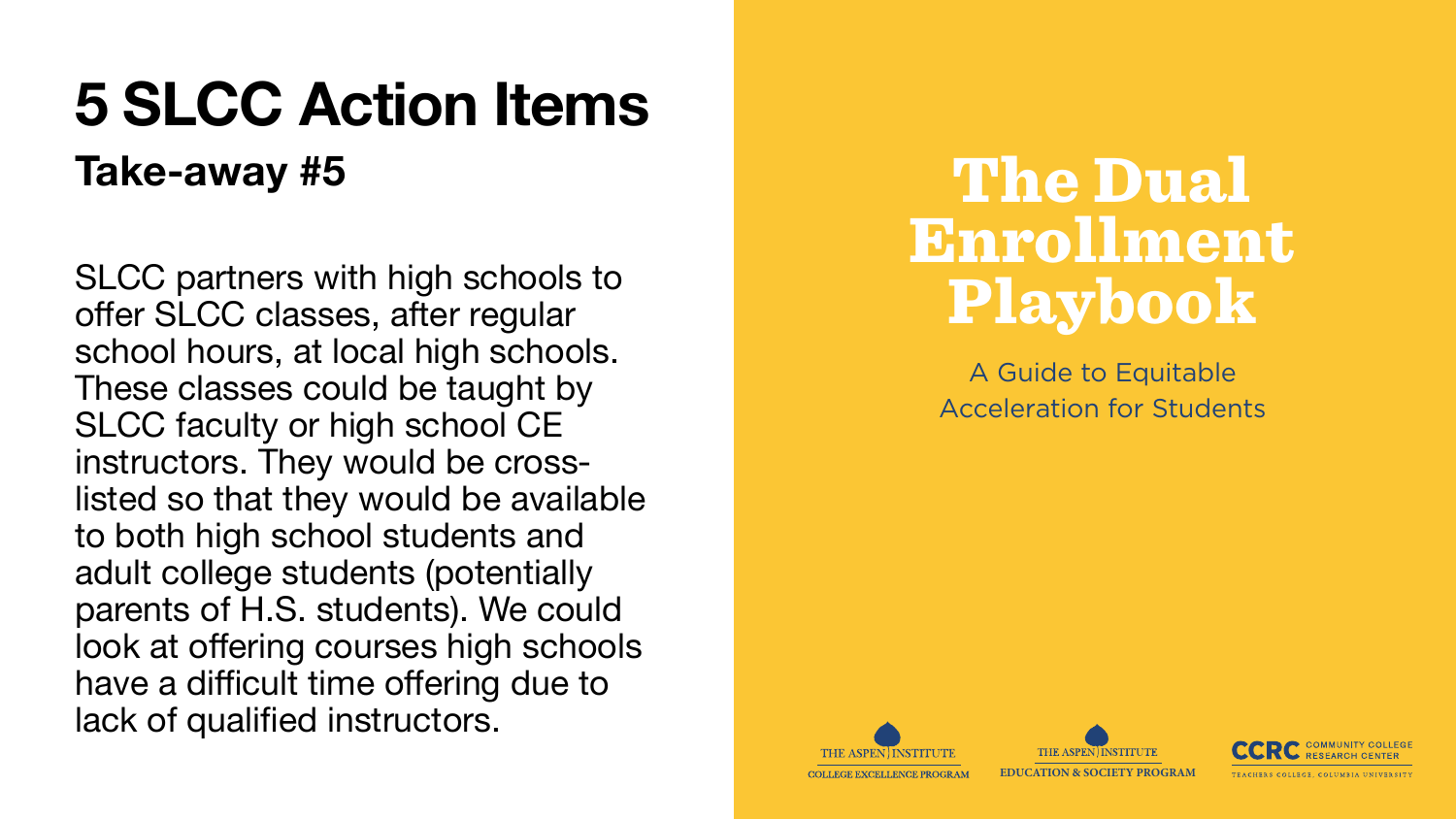# 5 SLCC Action Items

## Take-away #5

SLCC partners with high schools to offer SLCC classes, after regular school hours, at local high schools. These classes could be taught by SLCC faculty or high school CE instructors. They would be cross-listed so that they would be available to both high school students and adult college students (potentially parents of H.S. students). We could look at offering courses high schools have a difficult time offering due to lack of qualified instructors.

# The Dual Enrollment Playbook

A Guide to Equitable Acceleration for Students

THE ASPEN INSTITUTE COLLEGE EXCELLENCE PROGRAM

THE ASPEN INSTITUTE EDUCATION & SOCIETY PROGRAM

CCRC COMMUNITY COLLEGE RESEARCH CENTER TEACHERS COLLEGE, COLUMBIA UNIVERSITY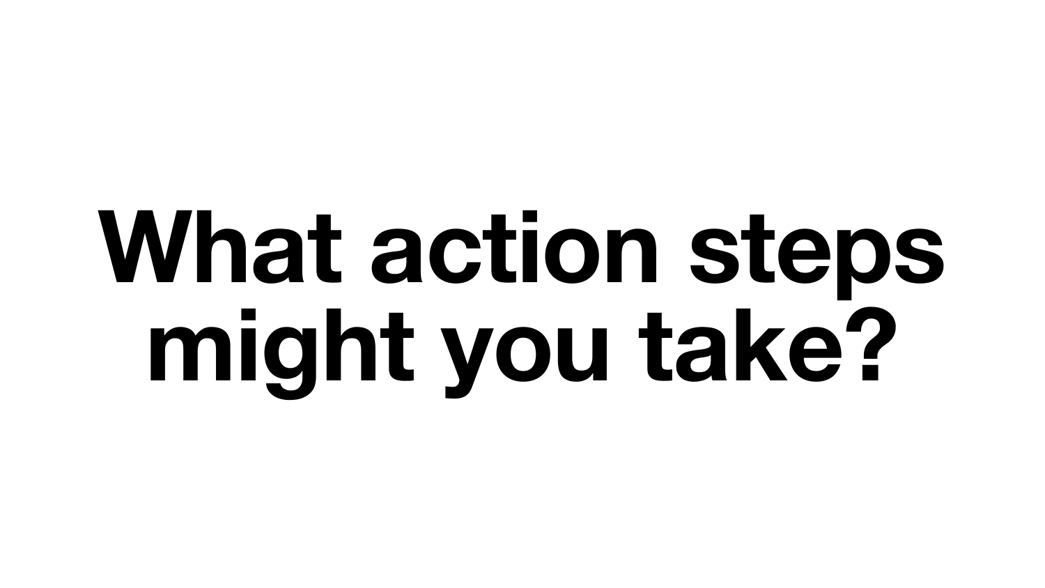# What action steps might you take?